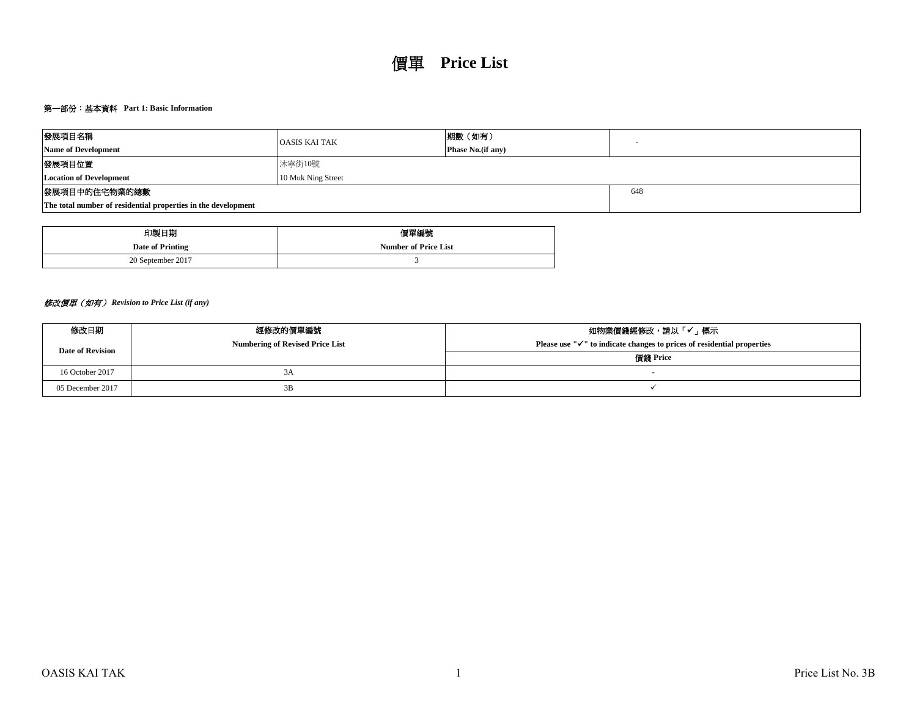# 價單 Price List

### 第一部份：基本資料 Part 1: Basic Information

| 發展項目名稱<br>**Name of Development** | OASIS KAI TAK | 期數（如有）<br>**Phase No.(if any)** | - |
|---|---|---|---|
| 發展項目位置<br>**Location of Development** | 沐寧街10號<br>10 Muk Ning Street | | |
| 發展項目中的住宅物業的總數<br>**The total number of residential properties in the development** | | | 648 |

| 印製日期<br>**Date of Printing** | 價單編號<br>**Number of Price List** |
|---|---|
| 20 September 2017 | 3 |

***修改價單（如有） Revision to Price List (if any)***

| 修改日期<br>**Date of Revision** | 經修改的價單編號<br>**Numbering of Revised Price List** | 如物業價錢經修改，請以「✓」標示<br>**Please use "✓" to indicate changes to prices of residential properties** |
|---|---|---|
| | | 價錢 **Price** |
| 16 October 2017 | 3A | - |
| 05 December 2017 | 3B | ✓ |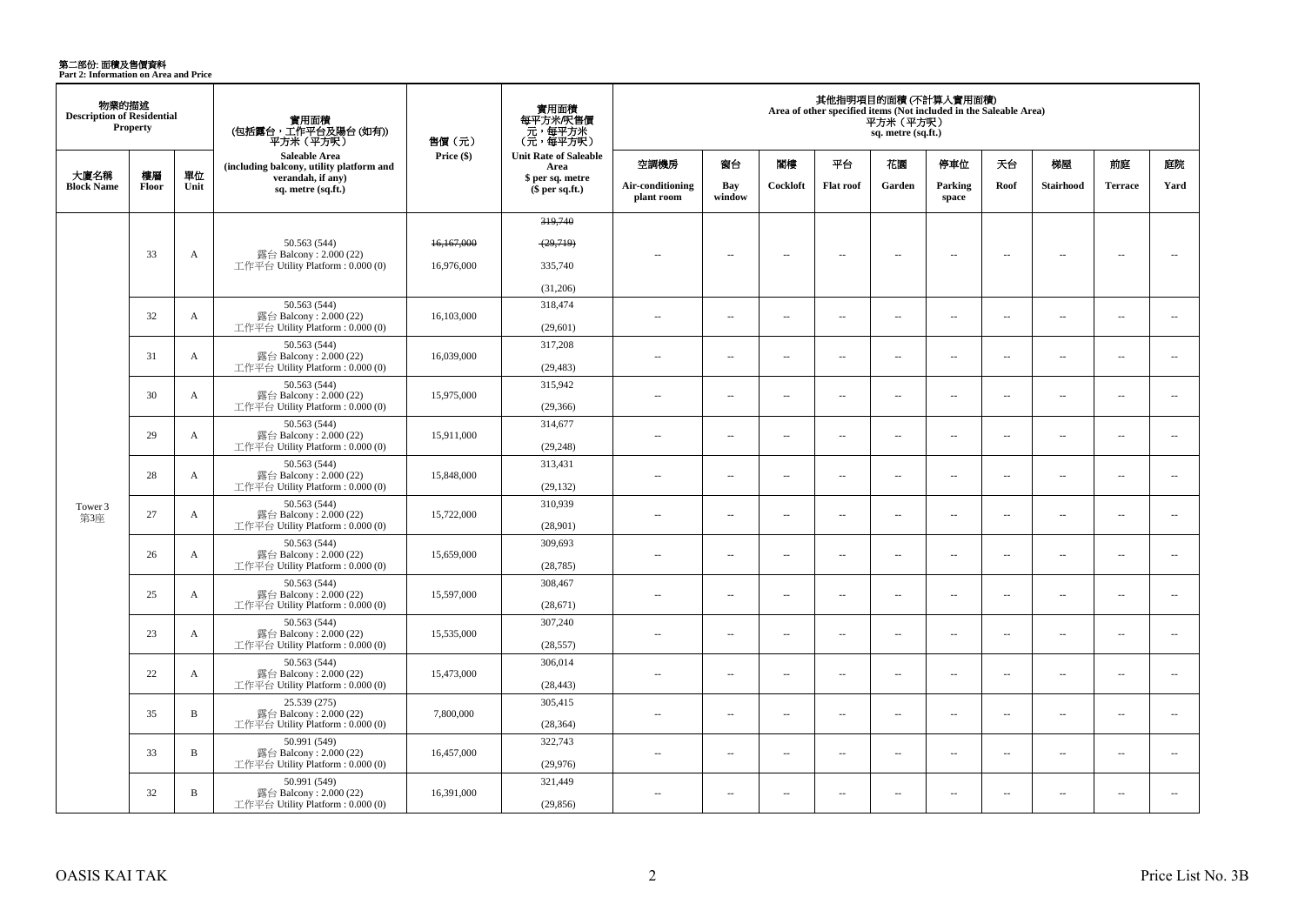# 第二部份: 面積及售價資料
**Part 2: Information on Area and Price**

| 物業的描述 Description of Residential Property | | | 實用面積 (包括露台，工作平台及陽台 (如有)) 平方米（平方呎） Saleable Area (including balcony, utility platform and verandah, if any) sq. metre (sq.ft.) | 售價（元） Price ($) | 實用面積每平方米/呎售價 元，每平方米 (元，每平方呎) Unit Rate of Saleable Area $ per sq. metre ($ per sq.ft.) | 其他指明項目的面積 (不計算入實用面積) Area of other specified items (Not included in the Saleable Area) 平方米（平方呎） sq. metre (sq.ft.) | | | | | | | | | |
|---|---|---|---|---|---|---|---|---|---|---|---|---|---|---|---|
| 大廈名稱 Block Name | 樓層 Floor | 單位 Unit | | | | 空調機房 Air-conditioning plant room | 窗台 Bay window | 閣樓 Cockloft | 平台 Flat roof | 花園 Garden | 停車位 Parking space | 天台 Roof | 梯屋 Stairhood | 前庭 Terrace | 庭院 Yard |
| Tower 3 第3座 | 33 | A | 50.563 (544) 露台 Balcony : 2.000 (22) 工作平台 Utility Platform : 0.000 (0) | ~~16,167,000~~ 16,976,000 | ~~319,740 (29,719)~~ 335,740 (31,206) | -- | -- | -- | -- | -- | -- | -- | -- | -- | -- |
| | 32 | A | 50.563 (544) 露台 Balcony : 2.000 (22) 工作平台 Utility Platform : 0.000 (0) | 16,103,000 | 318,474 (29,601) | -- | -- | -- | -- | -- | -- | -- | -- | -- | -- |
| | 31 | A | 50.563 (544) 露台 Balcony : 2.000 (22) 工作平台 Utility Platform : 0.000 (0) | 16,039,000 | 317,208 (29,483) | -- | -- | -- | -- | -- | -- | -- | -- | -- | -- |
| | 30 | A | 50.563 (544) 露台 Balcony : 2.000 (22) 工作平台 Utility Platform : 0.000 (0) | 15,975,000 | 315,942 (29,366) | -- | -- | -- | -- | -- | -- | -- | -- | -- | -- |
| | 29 | A | 50.563 (544) 露台 Balcony : 2.000 (22) 工作平台 Utility Platform : 0.000 (0) | 15,911,000 | 314,677 (29,248) | -- | -- | -- | -- | -- | -- | -- | -- | -- | -- |
| | 28 | A | 50.563 (544) 露台 Balcony : 2.000 (22) 工作平台 Utility Platform : 0.000 (0) | 15,848,000 | 313,431 (29,132) | -- | -- | -- | -- | -- | -- | -- | -- | -- | -- |
| | 27 | A | 50.563 (544) 露台 Balcony : 2.000 (22) 工作平台 Utility Platform : 0.000 (0) | 15,722,000 | 310,939 (28,901) | -- | -- | -- | -- | -- | -- | -- | -- | -- | -- |
| | 26 | A | 50.563 (544) 露台 Balcony : 2.000 (22) 工作平台 Utility Platform : 0.000 (0) | 15,659,000 | 309,693 (28,785) | -- | -- | -- | -- | -- | -- | -- | -- | -- | -- |
| | 25 | A | 50.563 (544) 露台 Balcony : 2.000 (22) 工作平台 Utility Platform : 0.000 (0) | 15,597,000 | 308,467 (28,671) | -- | -- | -- | -- | -- | -- | -- | -- | -- | -- |
| | 23 | A | 50.563 (544) 露台 Balcony : 2.000 (22) 工作平台 Utility Platform : 0.000 (0) | 15,535,000 | 307,240 (28,557) | -- | -- | -- | -- | -- | -- | -- | -- | -- | -- |
| | 22 | A | 50.563 (544) 露台 Balcony : 2.000 (22) 工作平台 Utility Platform : 0.000 (0) | 15,473,000 | 306,014 (28,443) | -- | -- | -- | -- | -- | -- | -- | -- | -- | -- |
| | 35 | B | 25.539 (275) 露台 Balcony : 2.000 (22) 工作平台 Utility Platform : 0.000 (0) | 7,800,000 | 305,415 (28,364) | -- | -- | -- | -- | -- | -- | -- | -- | -- | -- |
| | 33 | B | 50.991 (549) 露台 Balcony : 2.000 (22) 工作平台 Utility Platform : 0.000 (0) | 16,457,000 | 322,743 (29,976) | -- | -- | -- | -- | -- | -- | -- | -- | -- | -- |
| | 32 | B | 50.991 (549) 露台 Balcony : 2.000 (22) 工作平台 Utility Platform : 0.000 (0) | 16,391,000 | 321,449 (29,856) | -- | -- | -- | -- | -- | -- | -- | -- | -- | -- |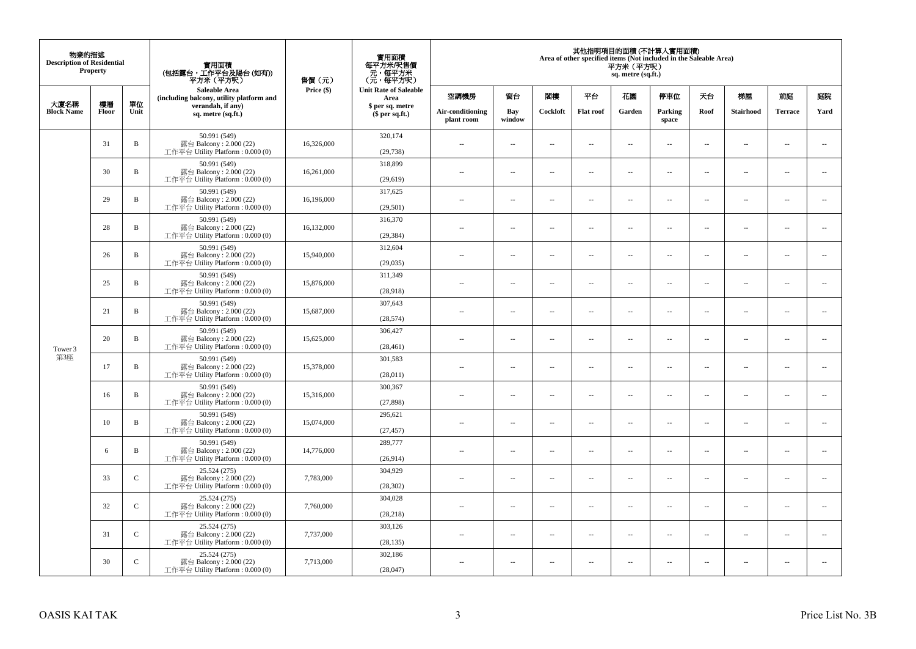| 物業的描述 Description of Residential Property | | | 實用面積 (包括露台，工作平台及陽台 (如有)) 平方米（平方呎） Saleable Area (including balcony, utility platform and verandah, if any) sq. metre (sq.ft.) | 售價（元） Price ($) | 實用面積 每平方米/呎售價 元，每平方米 (元，每平方呎) Unit Rate of Saleable Area $ per sq. metre ($ per sq.ft.) | 其他指明項目的面積 (不計算入實用面積) Area of other specified items (Not included in the Saleable Area) 平方米（平方呎） sq. metre (sq.ft.) | | | | | | | | | |
|---|---|---|---|---|---|---|---|---|---|---|---|---|---|---|---|
| 大廈名稱 Block Name | 樓層 Floor | 單位 Unit | | | | 空調機房 Air-conditioning plant room | 窗台 Bay window | 閣樓 Cockloft | 平台 Flat roof | 花園 Garden | 停車位 Parking space | 天台 Roof | 梯屋 Stairhood | 前庭 Terrace | 庭院 Yard |
| Tower 3 第3座 | 31 | B | 50.991 (549) 露台 Balcony : 2.000 (22) 工作平台 Utility Platform : 0.000 (0) | 16,326,000 | 320,174 (29,738) | -- | -- | -- | -- | -- | -- | -- | -- | -- | -- |
| | 30 | B | 50.991 (549) 露台 Balcony : 2.000 (22) 工作平台 Utility Platform : 0.000 (0) | 16,261,000 | 318,899 (29,619) | -- | -- | -- | -- | -- | -- | -- | -- | -- | -- |
| | 29 | B | 50.991 (549) 露台 Balcony : 2.000 (22) 工作平台 Utility Platform : 0.000 (0) | 16,196,000 | 317,625 (29,501) | -- | -- | -- | -- | -- | -- | -- | -- | -- | -- |
| | 28 | B | 50.991 (549) 露台 Balcony : 2.000 (22) 工作平台 Utility Platform : 0.000 (0) | 16,132,000 | 316,370 (29,384) | -- | -- | -- | -- | -- | -- | -- | -- | -- | -- |
| | 26 | B | 50.991 (549) 露台 Balcony : 2.000 (22) 工作平台 Utility Platform : 0.000 (0) | 15,940,000 | 312,604 (29,035) | -- | -- | -- | -- | -- | -- | -- | -- | -- | -- |
| | 25 | B | 50.991 (549) 露台 Balcony : 2.000 (22) 工作平台 Utility Platform : 0.000 (0) | 15,876,000 | 311,349 (28,918) | -- | -- | -- | -- | -- | -- | -- | -- | -- | -- |
| | 21 | B | 50.991 (549) 露台 Balcony : 2.000 (22) 工作平台 Utility Platform : 0.000 (0) | 15,687,000 | 307,643 (28,574) | -- | -- | -- | -- | -- | -- | -- | -- | -- | -- |
| | 20 | B | 50.991 (549) 露台 Balcony : 2.000 (22) 工作平台 Utility Platform : 0.000 (0) | 15,625,000 | 306,427 (28,461) | -- | -- | -- | -- | -- | -- | -- | -- | -- | -- |
| | 17 | B | 50.991 (549) 露台 Balcony : 2.000 (22) 工作平台 Utility Platform : 0.000 (0) | 15,378,000 | 301,583 (28,011) | -- | -- | -- | -- | -- | -- | -- | -- | -- | -- |
| | 16 | B | 50.991 (549) 露台 Balcony : 2.000 (22) 工作平台 Utility Platform : 0.000 (0) | 15,316,000 | 300,367 (27,898) | -- | -- | -- | -- | -- | -- | -- | -- | -- | -- |
| | 10 | B | 50.991 (549) 露台 Balcony : 2.000 (22) 工作平台 Utility Platform : 0.000 (0) | 15,074,000 | 295,621 (27,457) | -- | -- | -- | -- | -- | -- | -- | -- | -- | -- |
| | 6 | B | 50.991 (549) 露台 Balcony : 2.000 (22) 工作平台 Utility Platform : 0.000 (0) | 14,776,000 | 289,777 (26,914) | -- | -- | -- | -- | -- | -- | -- | -- | -- | -- |
| | 33 | C | 25.524 (275) 露台 Balcony : 2.000 (22) 工作平台 Utility Platform : 0.000 (0) | 7,783,000 | 304,929 (28,302) | -- | -- | -- | -- | -- | -- | -- | -- | -- | -- |
| | 32 | C | 25.524 (275) 露台 Balcony : 2.000 (22) 工作平台 Utility Platform : 0.000 (0) | 7,760,000 | 304,028 (28,218) | -- | -- | -- | -- | -- | -- | -- | -- | -- | -- |
| | 31 | C | 25.524 (275) 露台 Balcony : 2.000 (22) 工作平台 Utility Platform : 0.000 (0) | 7,737,000 | 303,126 (28,135) | -- | -- | -- | -- | -- | -- | -- | -- | -- | -- |
| | 30 | C | 25.524 (275) 露台 Balcony : 2.000 (22) 工作平台 Utility Platform : 0.000 (0) | 7,713,000 | 302,186 (28,047) | -- | -- | -- | -- | -- | -- | -- | -- | -- | -- |

OASIS KAI TAK

Price List No. 3B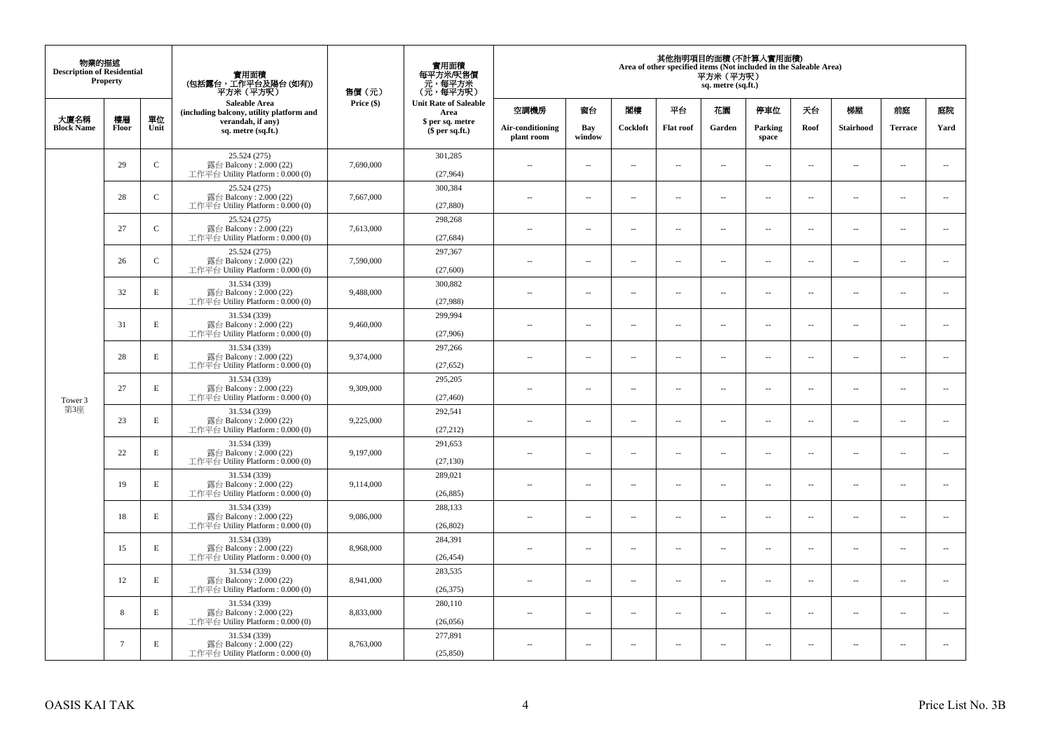| 物業的描述 Description of Residential Property | | | 實用面積 (包括露台，工作平台及陽台 (如有)) 平方米（平方呎） Saleable Area (including balcony, utility platform and verandah, if any) sq. metre (sq.ft.) | 售價（元） Price ($) | 實用面積 每平方米/呎售價 元，每平方米 (元，每平方呎) Unit Rate of Saleable Area $ per sq. metre ($ per sq.ft.) | 其他指明項目的面積 (不計算入實用面積) Area of other specified items (Not included in the Saleable Area) 平方米（平方呎） sq. metre (sq.ft.) | | | | | | | | | |
|---|---|---|---|---|---|---|---|---|---|---|---|---|---|---|---|
| 大廈名稱 Block Name | 樓層 Floor | 單位 Unit | | | | 空調機房 Air-conditioning plant room | 窗台 Bay window | 閣樓 Cockloft | 平台 Flat roof | 花園 Garden | 停車位 Parking space | 天台 Roof | 梯屋 Stairhood | 前庭 Terrace | 庭院 Yard |
| Tower 3 第3座 | 29 | C | 25.524 (275) 露台 Balcony : 2.000 (22) 工作平台 Utility Platform : 0.000 (0) | 7,690,000 | 301,285 (27,964) | -- | -- | -- | -- | -- | -- | -- | -- | -- | -- |
| | 28 | C | 25.524 (275) 露台 Balcony : 2.000 (22) 工作平台 Utility Platform : 0.000 (0) | 7,667,000 | 300,384 (27,880) | -- | -- | -- | -- | -- | -- | -- | -- | -- | -- |
| | 27 | C | 25.524 (275) 露台 Balcony : 2.000 (22) 工作平台 Utility Platform : 0.000 (0) | 7,613,000 | 298,268 (27,684) | -- | -- | -- | -- | -- | -- | -- | -- | -- | -- |
| | 26 | C | 25.524 (275) 露台 Balcony : 2.000 (22) 工作平台 Utility Platform : 0.000 (0) | 7,590,000 | 297,367 (27,600) | -- | -- | -- | -- | -- | -- | -- | -- | -- | -- |
| | 32 | E | 31.534 (339) 露台 Balcony : 2.000 (22) 工作平台 Utility Platform : 0.000 (0) | 9,488,000 | 300,882 (27,988) | -- | -- | -- | -- | -- | -- | -- | -- | -- | -- |
| | 31 | E | 31.534 (339) 露台 Balcony : 2.000 (22) 工作平台 Utility Platform : 0.000 (0) | 9,460,000 | 299,994 (27,906) | -- | -- | -- | -- | -- | -- | -- | -- | -- | -- |
| | 28 | E | 31.534 (339) 露台 Balcony : 2.000 (22) 工作平台 Utility Platform : 0.000 (0) | 9,374,000 | 297,266 (27,652) | -- | -- | -- | -- | -- | -- | -- | -- | -- | -- |
| | 27 | E | 31.534 (339) 露台 Balcony : 2.000 (22) 工作平台 Utility Platform : 0.000 (0) | 9,309,000 | 295,205 (27,460) | -- | -- | -- | -- | -- | -- | -- | -- | -- | -- |
| | 23 | E | 31.534 (339) 露台 Balcony : 2.000 (22) 工作平台 Utility Platform : 0.000 (0) | 9,225,000 | 292,541 (27,212) | -- | -- | -- | -- | -- | -- | -- | -- | -- | -- |
| | 22 | E | 31.534 (339) 露台 Balcony : 2.000 (22) 工作平台 Utility Platform : 0.000 (0) | 9,197,000 | 291,653 (27,130) | -- | -- | -- | -- | -- | -- | -- | -- | -- | -- |
| | 19 | E | 31.534 (339) 露台 Balcony : 2.000 (22) 工作平台 Utility Platform : 0.000 (0) | 9,114,000 | 289,021 (26,885) | -- | -- | -- | -- | -- | -- | -- | -- | -- | -- |
| | 18 | E | 31.534 (339) 露台 Balcony : 2.000 (22) 工作平台 Utility Platform : 0.000 (0) | 9,086,000 | 288,133 (26,802) | -- | -- | -- | -- | -- | -- | -- | -- | -- | -- |
| | 15 | E | 31.534 (339) 露台 Balcony : 2.000 (22) 工作平台 Utility Platform : 0.000 (0) | 8,968,000 | 284,391 (26,454) | -- | -- | -- | -- | -- | -- | -- | -- | -- | -- |
| | 12 | E | 31.534 (339) 露台 Balcony : 2.000 (22) 工作平台 Utility Platform : 0.000 (0) | 8,941,000 | 283,535 (26,375) | -- | -- | -- | -- | -- | -- | -- | -- | -- | -- |
| | 8 | E | 31.534 (339) 露台 Balcony : 2.000 (22) 工作平台 Utility Platform : 0.000 (0) | 8,833,000 | 280,110 (26,056) | -- | -- | -- | -- | -- | -- | -- | -- | -- | -- |
| | 7 | E | 31.534 (339) 露台 Balcony : 2.000 (22) 工作平台 Utility Platform : 0.000 (0) | 8,763,000 | 277,891 (25,850) | -- | -- | -- | -- | -- | -- | -- | -- | -- | -- |

OASIS KAI TAK

Price List No. 3B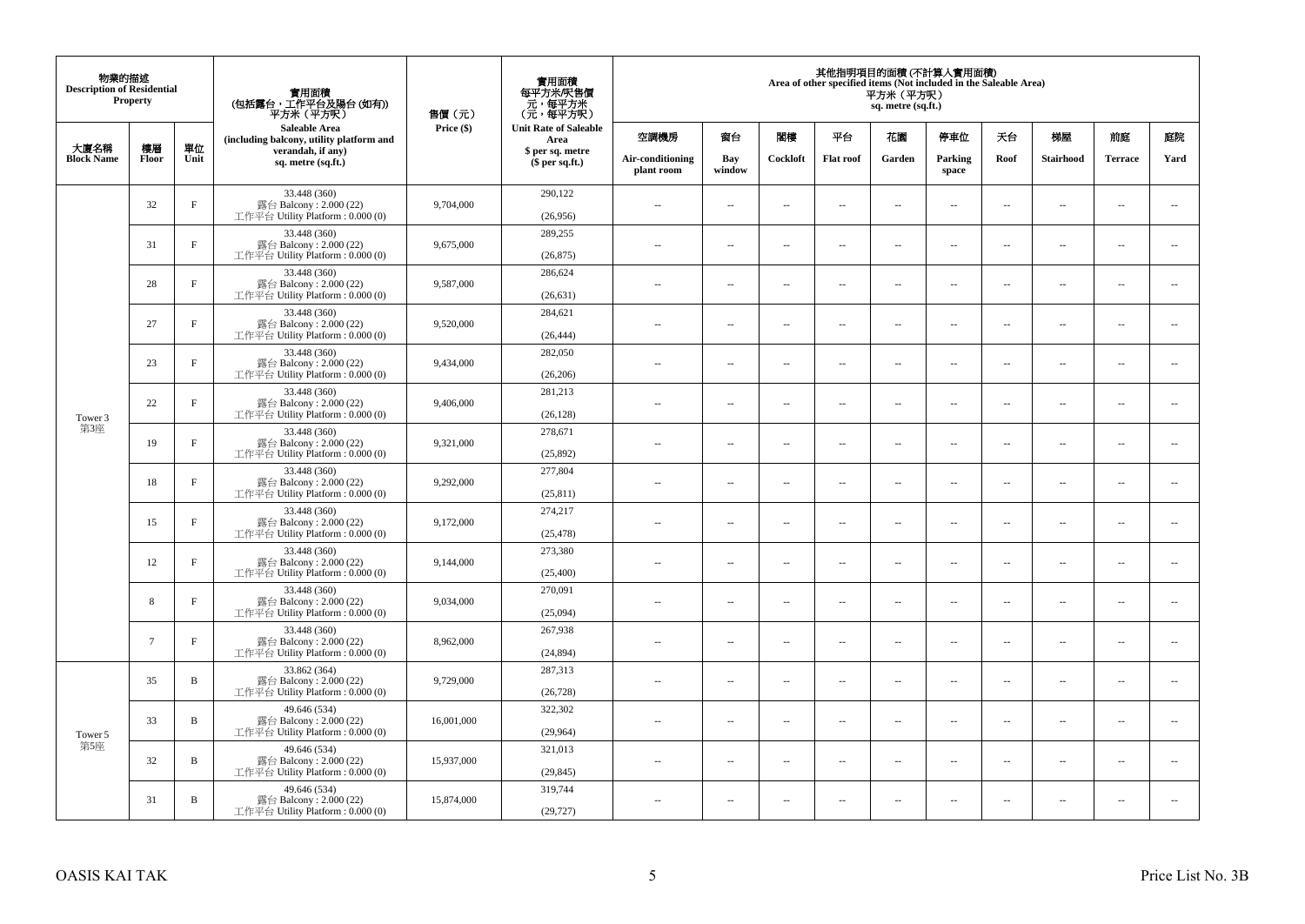| 物業的描述 Description of Residential Property | | | 實用面積 (包括露台，工作平台及陽台 (如有)) 平方米（平方呎） Saleable Area (including balcony, utility platform and verandah, if any) sq. metre (sq.ft.) | 售價（元） Price ($) | 實用面積 每平方米/呎售價 元，每平方米 (元，每平方呎) Unit Rate of Saleable Area $ per sq. metre ($ per sq.ft.) | 其他指明項目的面積 (不計算入實用面積) Area of other specified items (Not included in the Saleable Area) 平方米（平方呎） sq. metre (sq.ft.) | | | | | | | | | |
|---|---|---|---|---|---|---|---|---|---|---|---|---|---|---|---|
| 大廈名稱 Block Name | 樓層 Floor | 單位 Unit | | | | 空調機房 Air-conditioning plant room | 窗台 Bay window | 閣樓 Cockloft | 平台 Flat roof | 花園 Garden | 停車位 Parking space | 天台 Roof | 梯屋 Stairhood | 前庭 Terrace | 庭院 Yard |
| Tower 3 第3座 | 32 | F | 33.448 (360) 露台 Balcony : 2.000 (22) 工作平台 Utility Platform : 0.000 (0) | 9,704,000 | 290,122 (26,956) | -- | -- | -- | -- | -- | -- | -- | -- | -- | -- |
| | 31 | F | 33.448 (360) 露台 Balcony : 2.000 (22) 工作平台 Utility Platform : 0.000 (0) | 9,675,000 | 289,255 (26,875) | -- | -- | -- | -- | -- | -- | -- | -- | -- | -- |
| | 28 | F | 33.448 (360) 露台 Balcony : 2.000 (22) 工作平台 Utility Platform : 0.000 (0) | 9,587,000 | 286,624 (26,631) | -- | -- | -- | -- | -- | -- | -- | -- | -- | -- |
| | 27 | F | 33.448 (360) 露台 Balcony : 2.000 (22) 工作平台 Utility Platform : 0.000 (0) | 9,520,000 | 284,621 (26,444) | -- | -- | -- | -- | -- | -- | -- | -- | -- | -- |
| | 23 | F | 33.448 (360) 露台 Balcony : 2.000 (22) 工作平台 Utility Platform : 0.000 (0) | 9,434,000 | 282,050 (26,206) | -- | -- | -- | -- | -- | -- | -- | -- | -- | -- |
| | 22 | F | 33.448 (360) 露台 Balcony : 2.000 (22) 工作平台 Utility Platform : 0.000 (0) | 9,406,000 | 281,213 (26,128) | -- | -- | -- | -- | -- | -- | -- | -- | -- | -- |
| | 19 | F | 33.448 (360) 露台 Balcony : 2.000 (22) 工作平台 Utility Platform : 0.000 (0) | 9,321,000 | 278,671 (25,892) | -- | -- | -- | -- | -- | -- | -- | -- | -- | -- |
| | 18 | F | 33.448 (360) 露台 Balcony : 2.000 (22) 工作平台 Utility Platform : 0.000 (0) | 9,292,000 | 277,804 (25,811) | -- | -- | -- | -- | -- | -- | -- | -- | -- | -- |
| | 15 | F | 33.448 (360) 露台 Balcony : 2.000 (22) 工作平台 Utility Platform : 0.000 (0) | 9,172,000 | 274,217 (25,478) | -- | -- | -- | -- | -- | -- | -- | -- | -- | -- |
| | 12 | F | 33.448 (360) 露台 Balcony : 2.000 (22) 工作平台 Utility Platform : 0.000 (0) | 9,144,000 | 273,380 (25,400) | -- | -- | -- | -- | -- | -- | -- | -- | -- | -- |
| | 8 | F | 33.448 (360) 露台 Balcony : 2.000 (22) 工作平台 Utility Platform : 0.000 (0) | 9,034,000 | 270,091 (25,094) | -- | -- | -- | -- | -- | -- | -- | -- | -- | -- |
| | 7 | F | 33.448 (360) 露台 Balcony : 2.000 (22) 工作平台 Utility Platform : 0.000 (0) | 8,962,000 | 267,938 (24,894) | -- | -- | -- | -- | -- | -- | -- | -- | -- | -- |
| Tower 5 第5座 | 35 | B | 33.862 (364) 露台 Balcony : 2.000 (22) 工作平台 Utility Platform : 0.000 (0) | 9,729,000 | 287,313 (26,728) | -- | -- | -- | -- | -- | -- | -- | -- | -- | -- |
| | 33 | B | 49.646 (534) 露台 Balcony : 2.000 (22) 工作平台 Utility Platform : 0.000 (0) | 16,001,000 | 322,302 (29,964) | -- | -- | -- | -- | -- | -- | -- | -- | -- | -- |
| | 32 | B | 49.646 (534) 露台 Balcony : 2.000 (22) 工作平台 Utility Platform : 0.000 (0) | 15,937,000 | 321,013 (29,845) | -- | -- | -- | -- | -- | -- | -- | -- | -- | -- |
| | 31 | B | 49.646 (534) 露台 Balcony : 2.000 (22) 工作平台 Utility Platform : 0.000 (0) | 15,874,000 | 319,744 (29,727) | -- | -- | -- | -- | -- | -- | -- | -- | -- | -- |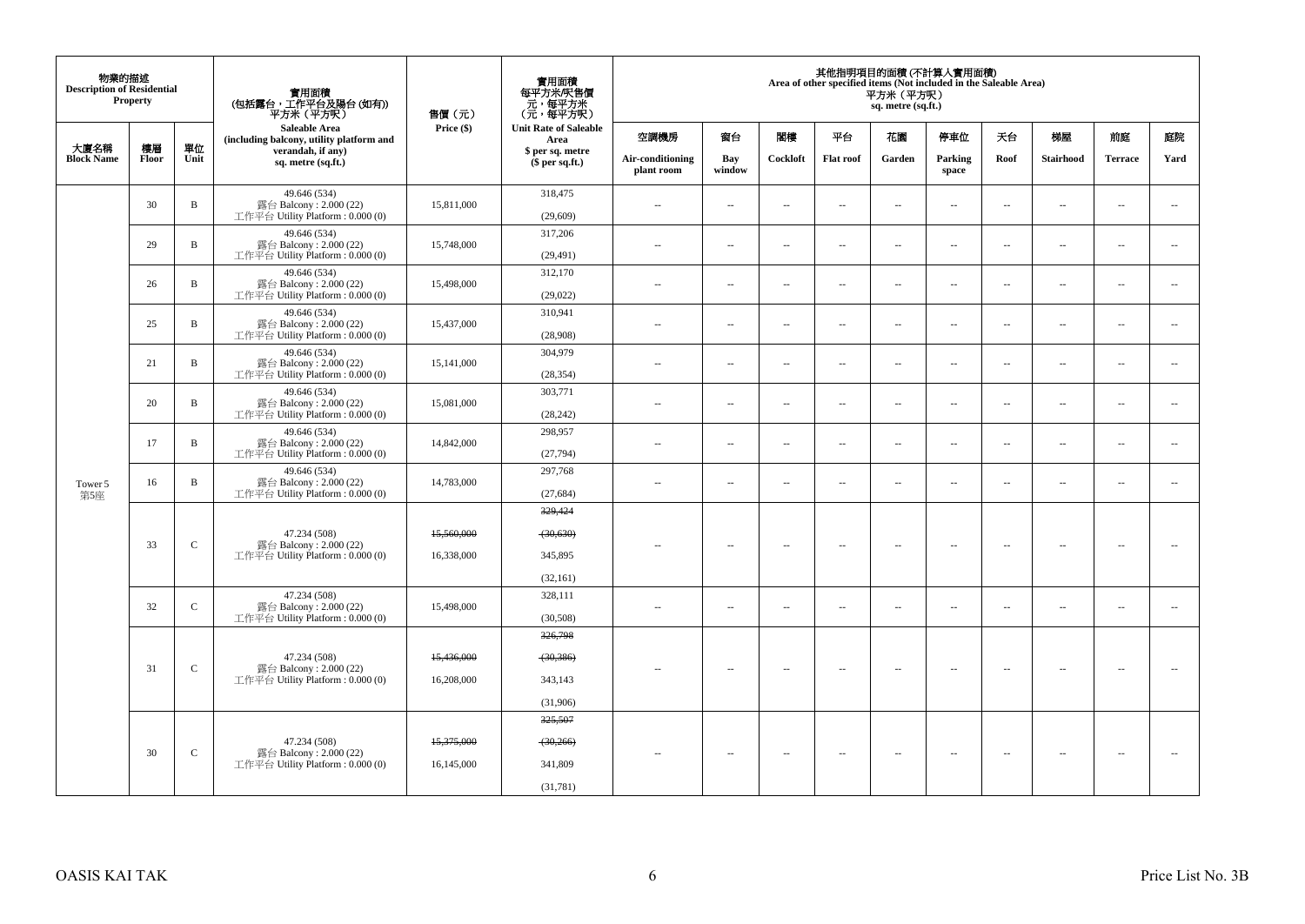| 物業的描述 Description of Residential Property | | | 實用面積 (包括露台，工作平台及陽台 (如有)) 平方米（平方呎） Saleable Area (including balcony, utility platform and verandah, if any) sq. metre (sq.ft.) | 售價（元） Price ($) | 實用面積 每平方米/呎售價 元，每平方米 (元，每平方呎) Unit Rate of Saleable Area $ per sq. metre ($ per sq.ft.) | 其他指明項目的面積 (不計算入實用面積) Area of other specified items (Not included in the Saleable Area) 平方米（平方呎） sq. metre (sq.ft.) | | | | | | | | | |
|---|---|---|---|---|---|---|---|---|---|---|---|---|---|---|---|
| 大廈名稱 Block Name | 樓層 Floor | 單位 Unit | | | | 空調機房 Air-conditioning plant room | 窗台 Bay window | 閣樓 Cockloft | 平台 Flat roof | 花園 Garden | 停車位 Parking space | 天台 Roof | 梯屋 Stairhood | 前庭 Terrace | 庭院 Yard |
| Tower 5 第5座 | 30 | B | 49.646 (534) 露台 Balcony : 2.000 (22) 工作平台 Utility Platform : 0.000 (0) | 15,811,000 | 318,475 (29,609) | -- | -- | -- | -- | -- | -- | -- | -- | -- | -- |
| | 29 | B | 49.646 (534) 露台 Balcony : 2.000 (22) 工作平台 Utility Platform : 0.000 (0) | 15,748,000 | 317,206 (29,491) | -- | -- | -- | -- | -- | -- | -- | -- | -- | -- |
| | 26 | B | 49.646 (534) 露台 Balcony : 2.000 (22) 工作平台 Utility Platform : 0.000 (0) | 15,498,000 | 312,170 (29,022) | -- | -- | -- | -- | -- | -- | -- | -- | -- | -- |
| | 25 | B | 49.646 (534) 露台 Balcony : 2.000 (22) 工作平台 Utility Platform : 0.000 (0) | 15,437,000 | 310,941 (28,908) | -- | -- | -- | -- | -- | -- | -- | -- | -- | -- |
| | 21 | B | 49.646 (534) 露台 Balcony : 2.000 (22) 工作平台 Utility Platform : 0.000 (0) | 15,141,000 | 304,979 (28,354) | -- | -- | -- | -- | -- | -- | -- | -- | -- | -- |
| | 20 | B | 49.646 (534) 露台 Balcony : 2.000 (22) 工作平台 Utility Platform : 0.000 (0) | 15,081,000 | 303,771 (28,242) | -- | -- | -- | -- | -- | -- | -- | -- | -- | -- |
| | 17 | B | 49.646 (534) 露台 Balcony : 2.000 (22) 工作平台 Utility Platform : 0.000 (0) | 14,842,000 | 298,957 (27,794) | -- | -- | -- | -- | -- | -- | -- | -- | -- | -- |
| | 16 | B | 49.646 (534) 露台 Balcony : 2.000 (22) 工作平台 Utility Platform : 0.000 (0) | 14,783,000 | 297,768 (27,684) | -- | -- | -- | -- | -- | -- | -- | -- | -- | -- |
| | 33 | C | 47.234 (508) 露台 Balcony : 2.000 (22) 工作平台 Utility Platform : 0.000 (0) | ~~15,560,000~~ 16,338,000 | ~~329,424~~ ~~(30,630)~~ 345,895 (32,161) | -- | -- | -- | -- | -- | -- | -- | -- | -- | -- |
| | 32 | C | 47.234 (508) 露台 Balcony : 2.000 (22) 工作平台 Utility Platform : 0.000 (0) | 15,498,000 | 328,111 (30,508) | -- | -- | -- | -- | -- | -- | -- | -- | -- | -- |
| | 31 | C | 47.234 (508) 露台 Balcony : 2.000 (22) 工作平台 Utility Platform : 0.000 (0) | ~~15,436,000~~ 16,208,000 | ~~326,798~~ ~~(30,386)~~ 343,143 (31,906) | -- | -- | -- | -- | -- | -- | -- | -- | -- | -- |
| | 30 | C | 47.234 (508) 露台 Balcony : 2.000 (22) 工作平台 Utility Platform : 0.000 (0) | ~~15,375,000~~ 16,145,000 | ~~325,507~~ ~~(30,266)~~ 341,809 (31,781) | -- | -- | -- | -- | -- | -- | -- | -- | -- | -- |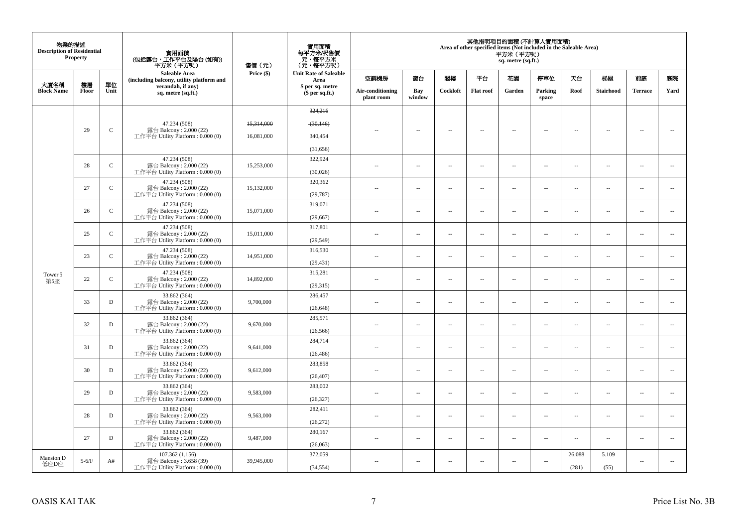| 物業的描述 Description of Residential Property | | | 實用面積 (包括露台，工作平台及陽台 (如有)) 平方米（平方呎） | 售價（元） | 實用面積 每平方米/呎售價 元，每平方米 (元，每平方呎) | 其他指明項目的面積 (不計算入實用面積) Area of other specified items (Not included in the Saleable Area) 平方米（平方呎） sq. metre (sq.ft.) | | | | | | | | | |
|---|---|---|---|---|---|---|---|---|---|---|---|---|---|---|---|
| 大廈名稱 Block Name | 樓層 Floor | 單位 Unit | Saleable Area (including balcony, utility platform and verandah, if any) sq. metre (sq.ft.) | Price ($) | Unit Rate of Saleable Area $ per sq. metre ($ per sq.ft.) | 空調機房 Air-conditioning plant room | 窗台 Bay window | 閣樓 Cockloft | 平台 Flat roof | 花園 Garden | 停車位 Parking space | 天台 Roof | 梯屋 Stairhood | 前庭 Terrace | 庭院 Yard |
| Tower 5 第5座 | 29 | C | 47.234 (508) 露台 Balcony : 2.000 (22) 工作平台 Utility Platform : 0.000 (0) | ~~15,314,000~~ 16,081,000 | ~~324,216~~ ~~(30,146)~~ 340,454 (31,656) | -- | -- | -- | -- | -- | -- | -- | -- | -- | -- |
| | 28 | C | 47.234 (508) 露台 Balcony : 2.000 (22) 工作平台 Utility Platform : 0.000 (0) | 15,253,000 | 322,924 (30,026) | -- | -- | -- | -- | -- | -- | -- | -- | -- | -- |
| | 27 | C | 47.234 (508) 露台 Balcony : 2.000 (22) 工作平台 Utility Platform : 0.000 (0) | 15,132,000 | 320,362 (29,787) | -- | -- | -- | -- | -- | -- | -- | -- | -- | -- |
| | 26 | C | 47.234 (508) 露台 Balcony : 2.000 (22) 工作平台 Utility Platform : 0.000 (0) | 15,071,000 | 319,071 (29,667) | -- | -- | -- | -- | -- | -- | -- | -- | -- | -- |
| | 25 | C | 47.234 (508) 露台 Balcony : 2.000 (22) 工作平台 Utility Platform : 0.000 (0) | 15,011,000 | 317,801 (29,549) | -- | -- | -- | -- | -- | -- | -- | -- | -- | -- |
| | 23 | C | 47.234 (508) 露台 Balcony : 2.000 (22) 工作平台 Utility Platform : 0.000 (0) | 14,951,000 | 316,530 (29,431) | -- | -- | -- | -- | -- | -- | -- | -- | -- | -- |
| | 22 | C | 47.234 (508) 露台 Balcony : 2.000 (22) 工作平台 Utility Platform : 0.000 (0) | 14,892,000 | 315,281 (29,315) | -- | -- | -- | -- | -- | -- | -- | -- | -- | -- |
| | 33 | D | 33.862 (364) 露台 Balcony : 2.000 (22) 工作平台 Utility Platform : 0.000 (0) | 9,700,000 | 286,457 (26,648) | -- | -- | -- | -- | -- | -- | -- | -- | -- | -- |
| | 32 | D | 33.862 (364) 露台 Balcony : 2.000 (22) 工作平台 Utility Platform : 0.000 (0) | 9,670,000 | 285,571 (26,566) | -- | -- | -- | -- | -- | -- | -- | -- | -- | -- |
| | 31 | D | 33.862 (364) 露台 Balcony : 2.000 (22) 工作平台 Utility Platform : 0.000 (0) | 9,641,000 | 284,714 (26,486) | -- | -- | -- | -- | -- | -- | -- | -- | -- | -- |
| | 30 | D | 33.862 (364) 露台 Balcony : 2.000 (22) 工作平台 Utility Platform : 0.000 (0) | 9,612,000 | 283,858 (26,407) | -- | -- | -- | -- | -- | -- | -- | -- | -- | -- |
| | 29 | D | 33.862 (364) 露台 Balcony : 2.000 (22) 工作平台 Utility Platform : 0.000 (0) | 9,583,000 | 283,002 (26,327) | -- | -- | -- | -- | -- | -- | -- | -- | -- | -- |
| | 28 | D | 33.862 (364) 露台 Balcony : 2.000 (22) 工作平台 Utility Platform : 0.000 (0) | 9,563,000 | 282,411 (26,272) | -- | -- | -- | -- | -- | -- | -- | -- | -- | -- |
| | 27 | D | 33.862 (364) 露台 Balcony : 2.000 (22) 工作平台 Utility Platform : 0.000 (0) | 9,487,000 | 280,167 (26,063) | -- | -- | -- | -- | -- | -- | -- | -- | -- | -- |
| Mansion D 低座D座 | 5-6/F | A# | 107.362 (1,156) 露台 Balcony : 3.658 (39) 工作平台 Utility Platform : 0.000 (0) | 39,945,000 | 372,059 (34,554) | -- | -- | -- | -- | -- | -- | 26.088 (281) | 5.109 (55) | -- | -- |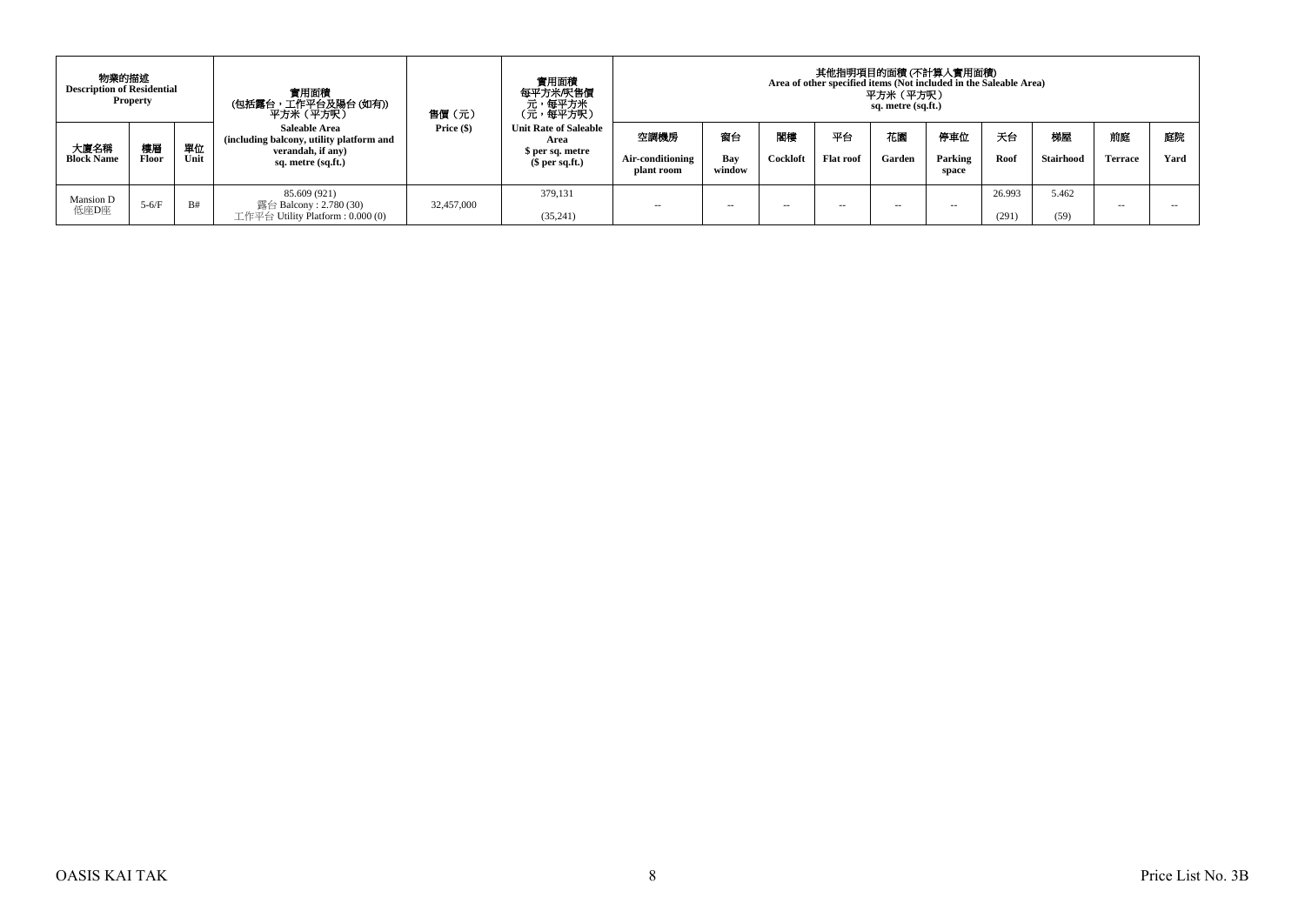| 物業的描述 Description of Residential Property | | | 實用面積 (包括露台，工作平台及陽台 (如有)) 平方米（平方呎） Saleable Area (including balcony, utility platform and verandah, if any) sq. metre (sq.ft.) | 售價（元） Price ($) | 實用面積 每平方米/呎售價 元，每平方米 (元，每平方呎) Unit Rate of Saleable Area $ per sq. metre ($ per sq.ft.) | 其他指明項目的面積 (不計算入實用面積) Area of other specified items (Not included in the Saleable Area) 平方米（平方呎） sq. metre (sq.ft.) | | | | | | | | | |
|---|---|---|---|---|---|---|---|---|---|---|---|---|---|---|---|
| 大廈名稱 Block Name | 樓層 Floor | 單位 Unit | | | | 空調機房 Air-conditioning plant room | 窗台 Bay window | 閣樓 Cockloft | 平台 Flat roof | 花園 Garden | 停車位 Parking space | 天台 Roof | 梯屋 Stairhood | 前庭 Terrace | 庭院 Yard |
| Mansion D 低座D座 | 5-6/F | B# | 85.609 (921) 露台 Balcony : 2.780 (30) 工作平台 Utility Platform : 0.000 (0) | 32,457,000 | 379,131 (35,241) | -- | -- | -- | -- | -- | -- | 26.993 (291) | 5.462 (59) | -- | -- |

OASIS KAI TAK

Price List No. 3B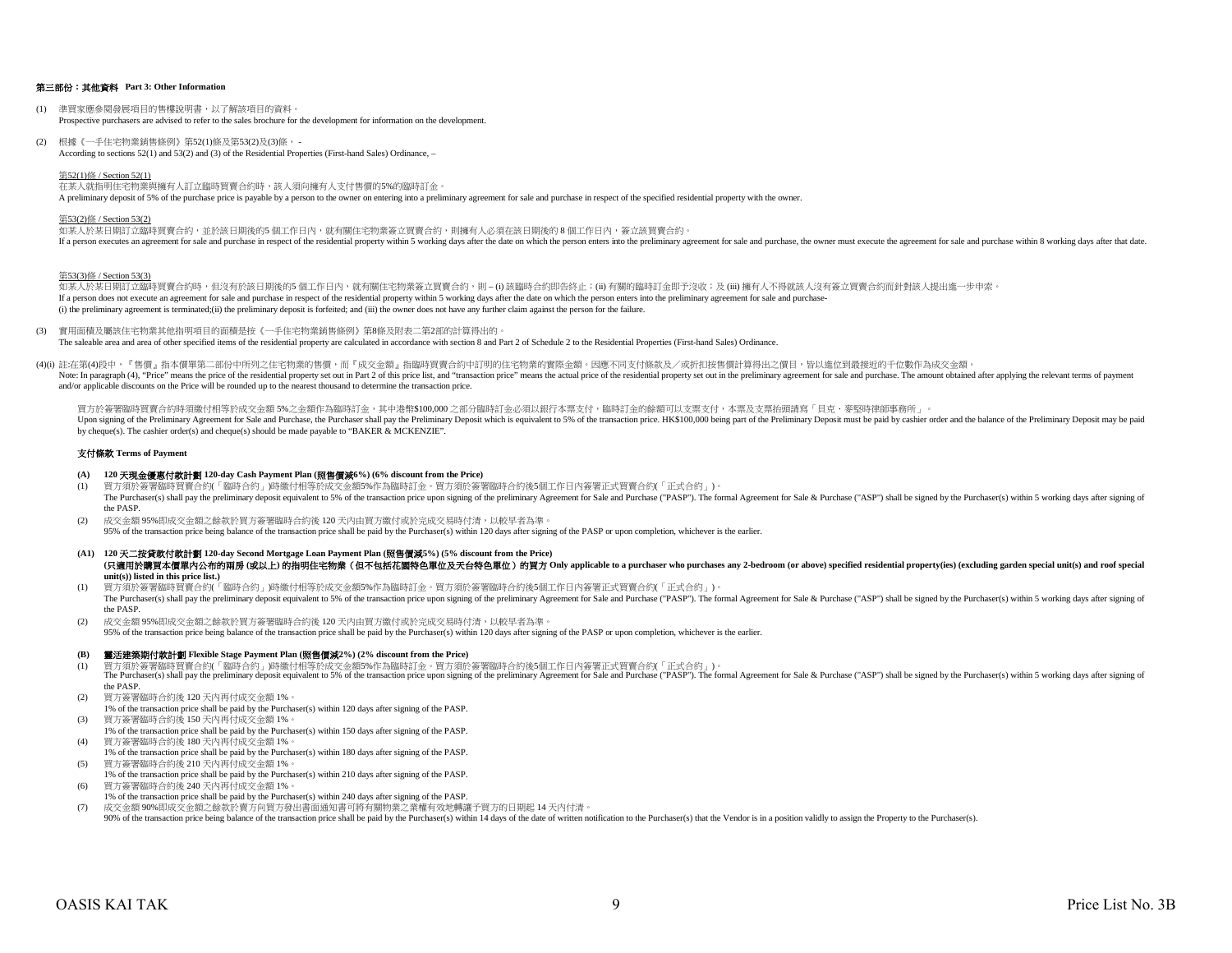## 第三部份：其他資料 Part 3: Other Information

(1) 準買家應參閱發展項目的售樓說明書，以了解該項目的資料。
Prospective purchasers are advised to refer to the sales brochure for the development for information on the development.

(2) 根據《一手住宅物業銷售條例》第52(1)條及第53(2)及(3)條， -
According to sections 52(1) and 53(2) and (3) of the Residential Properties (First-hand Sales) Ordinance, –

第52(1)條 / Section 52(1)
在某人就指明住宅物業與擁有人訂立臨時買賣合約時，該人須向擁有人支付售價的5%的臨時訂金。
A preliminary deposit of 5% of the purchase price is payable by a person to the owner on entering into a preliminary agreement for sale and purchase in respect of the specified residential property with the owner.

第53(2)條 / Section 53(2)
如某人於某日期訂立臨時買賣合約，並於該日期後的5 個工作日內，就有關住宅物業簽立買賣合約，則擁有人必須在該日期後的 8 個工作日內，簽立該買賣合約。
If a person executes an agreement for sale and purchase in respect of the residential property within 5 working days after the date on which the person enters into the preliminary agreement for sale and purchase, the owner must execute the agreement for sale and purchase within 8 working days after that date.

第53(3)條 / Section 53(3)
如某人於某日期訂立臨時買賣合約時，但沒有於該日期後的5 個工作日內，就有關住宅物業簽立買賣合約，則 – (i) 該臨時合約即告終止；(ii) 有關的臨時訂金即予沒收；及 (iii) 擁有人不得就該人沒有簽立買賣合約而針對該人提出進一步申索。
If a person does not execute an agreement for sale and purchase in respect of the residential property within 5 working days after the date on which the person enters into the preliminary agreement for sale and purchase-
(i) the preliminary agreement is terminated;(ii) the preliminary deposit is forfeited; and (iii) the owner does not have any further claim against the person for the failure.

(3) 實用面積及屬該住宅物業其他指明項目的面積是按《一手住宅物業銷售條例》第8條及附表二第2部的計算得出的。
The saleable area and area of other specified items of the residential property are calculated in accordance with section 8 and Part 2 of Schedule 2 to the Residential Properties (First-hand Sales) Ordinance.

(4)(i) 註:在第(4)段中，『售價』指本價單第二部份中所列之住宅物業的售價，而『成交金額』指臨時買賣合約中訂明的住宅物業的實際金額。因應不同支付條款及／或折扣按售價計算得出之價目，皆以進位到最接近的千位數作為成交金額。
Note: In paragraph (4), "Price" means the price of the residential property set out in Part 2 of this price list, and "transaction price" means the actual price of the residential property set out in the preliminary agreement for sale and purchase. The amount obtained after applying the relevant terms of payment and/or applicable discounts on the Price will be rounded up to the nearest thousand to determine the transaction price.

買方於簽署臨時買賣合約時須繳付相等於成交金額 5%之金額作為臨時訂金，其中港幣$100,000 之部分臨時訂金必須以銀行本票支付，臨時訂金的餘額可以支票支付，本票及支票抬頭請寫「貝克．麥堅時律師事務所」。
Upon signing of the Preliminary Agreement for Sale and Purchase, the Purchaser shall pay the Preliminary Deposit which is equivalent to 5% of the transaction price. HK$100,000 being part of the Preliminary Deposit must be paid by cashier order and the balance of the Preliminary Deposit may be paid by cheque(s). The cashier order(s) and cheque(s) should be made payable to "BAKER & MCKENZIE".

### 支付條款 Terms of Payment

**(A) 120 天現金優惠付款計劃 120-day Cash Payment Plan (照售價減6%) (6% discount from the Price)**

(1) 買方須於簽署臨時買賣合約(「臨時合約」)時繳付相等於成交金額5%作為臨時訂金。買方須於簽署臨時合約後5個工作日內簽署正式買賣合約(「正式合約」)。
The Purchaser(s) shall pay the preliminary deposit equivalent to 5% of the transaction price upon signing of the preliminary Agreement for Sale and Purchase ("PASP"). The formal Agreement for Sale & Purchase ("ASP") shall be signed by the Purchaser(s) within 5 working days after signing of the PASP.

(2) 成交金額 95%即成交金額之餘款於買方簽署臨時合約後 120 天內由買方繳付或於完成交易時付清，以較早者為準。
95% of the transaction price being balance of the transaction price shall be paid by the Purchaser(s) within 120 days after signing of the PASP or upon completion, whichever is the earlier.

**(A1) 120 天二按貸款付款計劃 120-day Second Mortgage Loan Payment Plan (照售價減5%) (5% discount from the Price)**
**(只適用於購買本價單內公布的兩房 (或以上) 的指明住宅物業（但不包括花園特色單位及天台特色單位）的買方 Only applicable to a purchaser who purchases any 2-bedroom (or above) specified residential property(ies) (excluding garden special unit(s) and roof special unit(s)) listed in this price list.)**

(1) 買方須於簽署臨時買賣合約(「臨時合約」)時繳付相等於成交金額5%作為臨時訂金。買方須於簽署臨時合約後5個工作日內簽署正式買賣合約(「正式合約」)。
The Purchaser(s) shall pay the preliminary deposit equivalent to 5% of the transaction price upon signing of the preliminary Agreement for Sale and Purchase ("PASP"). The formal Agreement for Sale & Purchase ("ASP") shall be signed by the Purchaser(s) within 5 working days after signing of the PASP.

(2) 成交金額 95%即成交金額之餘款於買方簽署臨時合約後 120 天內由買方繳付或於完成交易時付清，以較早者為準。
95% of the transaction price being balance of the transaction price shall be paid by the Purchaser(s) within 120 days after signing of the PASP or upon completion, whichever is the earlier.

**(B) 靈活建築期付款計劃 Flexible Stage Payment Plan (照售價減2%) (2% discount from the Price)**

(1) 買方須於簽署臨時買賣合約(「臨時合約」)時繳付相等於成交金額5%作為臨時訂金。買方須於簽署臨時合約後5個工作日內簽署正式買賣合約(「正式合約」)。
The Purchaser(s) shall pay the preliminary deposit equivalent to 5% of the transaction price upon signing of the preliminary Agreement for Sale and Purchase ("PASP"). The formal Agreement for Sale & Purchase ("ASP") shall be signed by the Purchaser(s) within 5 working days after signing of the PASP.

(2) 買方簽署臨時合約後 120 天內再付成交金額 1%。
1% of the transaction price shall be paid by the Purchaser(s) within 120 days after signing of the PASP.

(3) 買方簽署臨時合約後 150 天內再付成交金額 1%。
1% of the transaction price shall be paid by the Purchaser(s) within 150 days after signing of the PASP.

(4) 買方簽署臨時合約後 180 天內再付成交金額 1%。
1% of the transaction price shall be paid by the Purchaser(s) within 180 days after signing of the PASP.

(5) 買方簽署臨時合約後 210 天內再付成交金額 1%。
1% of the transaction price shall be paid by the Purchaser(s) within 210 days after signing of the PASP.

(6) 買方簽署臨時合約後 240 天內再付成交金額 1%。
1% of the transaction price shall be paid by the Purchaser(s) within 240 days after signing of the PASP.

(7) 成交金額 90%即成交金額之餘款於賣方向買方發出書面通知書可將有關物業之業權有效地轉讓予買方的日期起 14 天內付清。
90% of the transaction price being balance of the transaction price shall be paid by the Purchaser(s) within 14 days of the date of written notification to the Purchaser(s) that the Vendor is in a position validly to assign the Property to the Purchaser(s).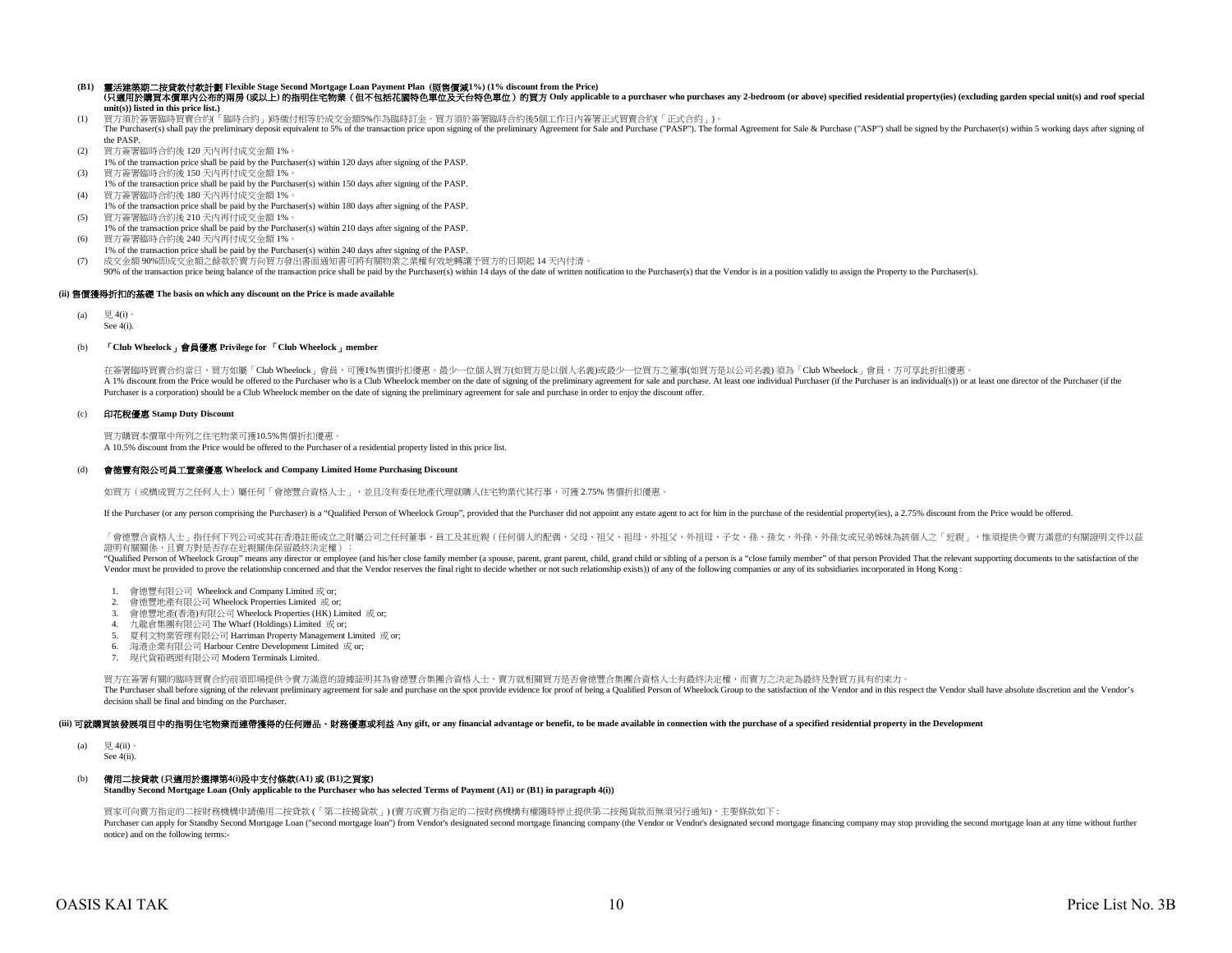**(B1) 靈活建築期二按貸款付款計劃 Flexible Stage Second Mortgage Loan Payment Plan (照售價減1%) (1% discount from the Price)**
**(只適用於購買本價單內公布的兩房 (或以上) 的指明住宅物業（但不包括花園特色單位及天台特色單位）的買方 Only applicable to a purchaser who purchases any 2-bedroom (or above) specified residential property(ies) (excluding garden special unit(s) and roof special unit(s)) listed in this price list.)**

(1) 買方須於簽署臨時買賣合約(「臨時合約」)時繳付相等於成交金額5%作為臨時訂金。買方須於簽署臨時合約後5個工作日內簽署正式買賣合約(「正式合約」)。
The Purchaser(s) shall pay the preliminary deposit equivalent to 5% of the transaction price upon signing of the preliminary Agreement for Sale and Purchase ("PASP"). The formal Agreement for Sale & Purchase ("ASP") shall be signed by the Purchaser(s) within 5 working days after signing of the PASP.

(2) 買方簽署臨時合約後 120 天內再付成交金額 1%。
1% of the transaction price shall be paid by the Purchaser(s) within 120 days after signing of the PASP.

(3) 買方簽署臨時合約後 150 天內再付成交金額 1%。
1% of the transaction price shall be paid by the Purchaser(s) within 150 days after signing of the PASP.

(4) 買方簽署臨時合約後 180 天內再付成交金額 1%。
1% of the transaction price shall be paid by the Purchaser(s) within 180 days after signing of the PASP.

(5) 買方簽署臨時合約後 210 天內再付成交金額 1%。
1% of the transaction price shall be paid by the Purchaser(s) within 210 days after signing of the PASP.

(6) 買方簽署臨時合約後 240 天內再付成交金額 1%。
1% of the transaction price shall be paid by the Purchaser(s) within 240 days after signing of the PASP.

(7) 成交金額 90%即成交金額之餘款於賣方向買方發出書面通知書可將有關物業之業權有效地轉讓予買方的日期起 14 天內付清。
90% of the transaction price being balance of the transaction price shall be paid by the Purchaser(s) within 14 days of the date of written notification to the Purchaser(s) that the Vendor is in a position validly to assign the Property to the Purchaser(s).

**(ii) 售價獲得折扣的基礎 The basis on which any discount on the Price is made available**

(a) 見 4(i)。
See 4(i).

(b) **「Club Wheelock」會員優惠 Privilege for 「Club Wheelock」member**

在簽署臨時買賣合約當日，買方如屬「Club Wheelock」會員，可獲1%售價折扣優惠。最少一位個人買方(如買方是以個人名義)或最少一位買方之董事(如買方是以公司名義) 須為「Club Wheelock」會員，方可享此折扣優惠。
A 1% discount from the Price would be offered to the Purchaser who is a Club Wheelock member on the date of signing of the preliminary agreement for sale and purchase. At least one individual Purchaser (if the Purchaser is an individual(s)) or at least one director of the Purchaser (if the Purchaser is a corporation) should be a Club Wheelock member on the date of signing the preliminary agreement for sale and purchase in order to enjoy the discount offer.

(c) **印花稅優惠 Stamp Duty Discount**

買方購買本價單中所列之住宅物業可獲10.5%售價折扣優惠。
A 10.5% discount from the Price would be offered to the Purchaser of a residential property listed in this price list.

(d) **會德豐有限公司員工置業優惠 Wheelock and Company Limited Home Purchasing Discount**

如買方（或構成買方之任何人士）屬任何「會德豐合資格人士」，並且沒有委任地產代理就購入住宅物業代其行事，可獲 2.75% 售價折扣優惠。

If the Purchaser (or any person comprising the Purchaser) is a "Qualified Person of Wheelock Group", provided that the Purchaser did not appoint any estate agent to act for him in the purchase of the residential property(ies), a 2.75% discount from the Price would be offered.

「會德豐合資格人士」指任何下列公司或其在香港註冊成立之附屬公司之任何董事、員工及其近親（任何個人的配偶、父母、祖父、祖母、外祖父、外祖母、子女、孫、孫女、外孫、外孫女或兄弟姊妹為該個人之「近親」，惟須提供令賣方滿意的有關證明文件以茲證明有關關係，且賣方對是否存在近親關係保留最終決定權）：
"Qualified Person of Wheelock Group" means any director or employee (and his/her close family member (a spouse, parent, grant parent, child, grand child or sibling of a person is a "close family member" of that person Provided That the relevant supporting documents to the satisfaction of the Vendor must be provided to prove the relationship concerned and that the Vendor reserves the final right to decide whether or not such relationship exists)) of any of the following companies or any of its subsidiaries incorporated in Hong Kong :

1. 會德豐有限公司 Wheelock and Company Limited 或 or;
2. 會德豐地產有限公司 Wheelock Properties Limited 或 or;
3. 會德豐地產(香港)有限公司 Wheelock Properties (HK) Limited 或 or;
4. 九龍倉集團有限公司 The Wharf (Holdings) Limited 或 or;
5. 夏利文物業管理有限公司 Harriman Property Management Limited 或 or;
6. 海港企業有限公司 Harbour Centre Development Limited 或 or;
7. 現代貨箱碼頭有限公司 Modern Terminals Limited.

買方在簽署有關的臨時買賣合約前須即場提供令賣方滿意的證據証明其為會德豐合集團合資格人士，賣方就相關買方是否會德豐合集團合資格人士有最終決定權，而賣方之決定為最終及對買方具有約束力。
The Purchaser shall before signing of the relevant preliminary agreement for sale and purchase on the spot provide evidence for proof of being a Qualified Person of Wheelock Group to the satisfaction of the Vendor and in this respect the Vendor shall have absolute discretion and the Vendor's decision shall be final and binding on the Purchaser.

**(iii) 可就購買該發展項目中的指明住宅物業而連帶獲得的任何贈品、財務優惠或利益 Any gift, or any financial advantage or benefit, to be made available in connection with the purchase of a specified residential property in the Development**

(a) 見 4(ii)。
See 4(ii).

(b) **備用二按貸款 (只適用於選擇第4(i)段中支付條款(A1) 或 (B1)之買家)**
**Standby Second Mortgage Loan (Only applicable to the Purchaser who has selected Terms of Payment (A1) or (B1) in paragraph 4(i))**

買家可向賣方指定的二按財務機構申請備用二按貸款 (「第二按揭貸款」) (賣方或賣方指定的二按財務機構有權隨時停止提供第二按揭貸款而無須另行通知)，主要條款如下：
Purchaser can apply for Standby Second Mortgage Loan ("second mortgage loan") from Vendor's designated second mortgage financing company (the Vendor or Vendor's designated second mortgage financing company may stop providing the second mortgage loan at any time without further notice) and on the following terms:-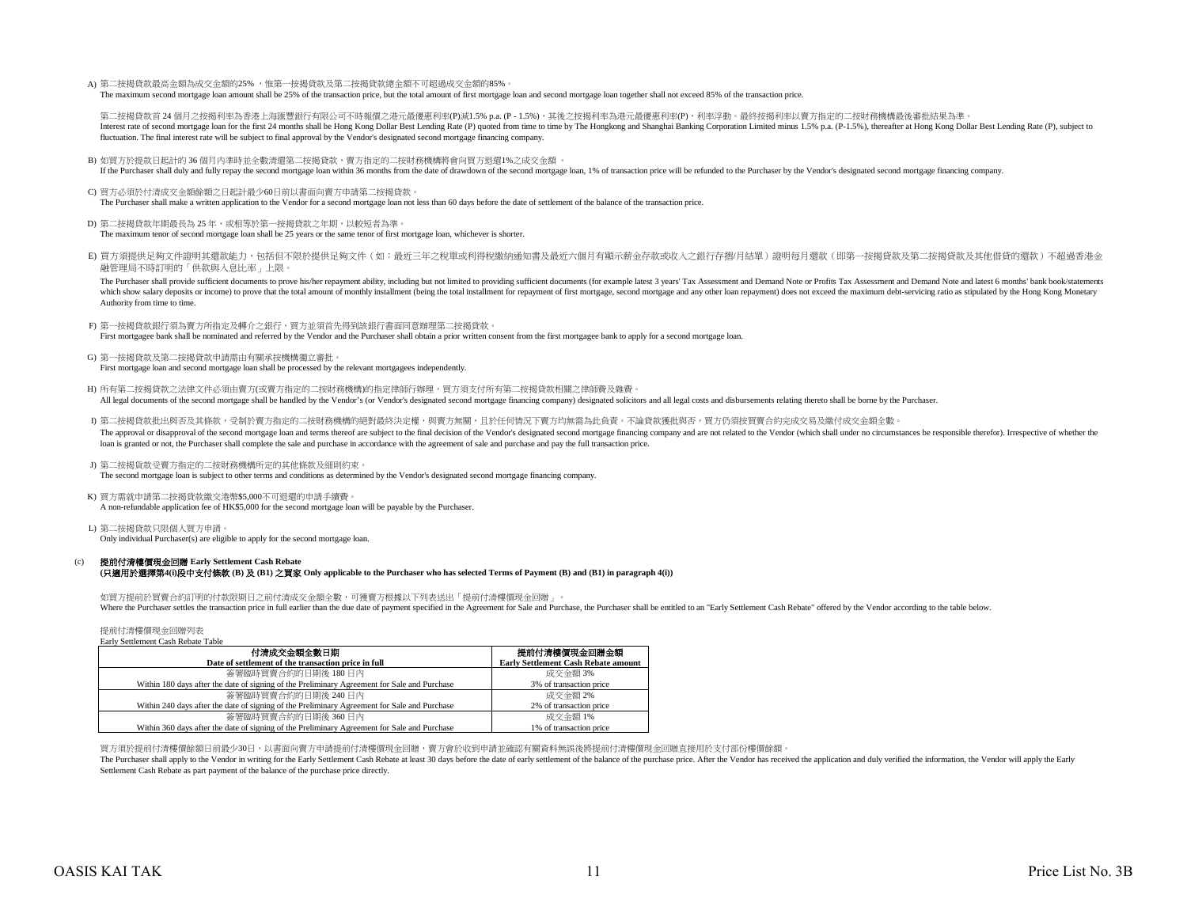A) 第二按揭貸款最高金額為成交金額的25% ，惟第一按揭貸款及第二按揭貸款總金額不可超過成交金額的85%。
The maximum second mortgage loan amount shall be 25% of the transaction price, but the total amount of first mortgage loan and second mortgage loan together shall not exceed 85% of the transaction price.

第二按揭貸款首 24 個月之按揭利率為香港上海滙豐銀行有限公司不時報價之港元最優惠利率(P)減1.5% p.a. (P - 1.5%)，其後之按揭利率為港元最優惠利率(P)，利率浮動。最終按揭利率以賣方指定的二按財務機構最後審批結果為準。
Interest rate of second mortgage loan for the first 24 months shall be Hong Kong Dollar Best Lending Rate (P) quoted from time to time by The Hongkong and Shanghai Banking Corporation Limited minus 1.5% p.a. (P-1.5%), thereafter at Hong Kong Dollar Best Lending Rate (P), subject to fluctuation. The final interest rate will be subject to final approval by the Vendor's designated second mortgage financing company.

B) 如買方於提款日起計的 36 個月內準時並全數清還第二按揭貸款，賣方指定的二按財務機構將會向買方退還1%之成交金額 。
If the Purchaser shall duly and fully repay the second mortgage loan within 36 months from the date of drawdown of the second mortgage loan, 1% of transaction price will be refunded to the Purchaser by the Vendor's designated second mortgage financing company.

C) 買方必須於付清成交金額餘額之日起計最少60日前以書面向賣方申請第二按揭貸款。
The Purchaser shall make a written application to the Vendor for a second mortgage loan not less than 60 days before the date of settlement of the balance of the transaction price.

D) 第二按揭貸款年期最長為 25 年，或相等於第一按揭貸款之年期，以較短者為準。
The maximum tenor of second mortgage loan shall be 25 years or the same tenor of first mortgage loan, whichever is shorter.

E) 買方須提供足夠文件證明其還款能力，包括但不限於提供足夠文件（如：最近三年之稅單或利得稅繳納通知書及最近六個月有顯示薪金存款或收入之銀行存摺/月結單）證明每月還款（即第一按揭貸款及第二按揭貸款及其他借貸的還款）不超過香港金融管理局不時訂明的「供款與入息比率」上限。

The Purchaser shall provide sufficient documents to prove his/her repayment ability, including but not limited to providing sufficient documents (for example latest 3 years' Tax Assessment and Demand Note or Profits Tax Assessment and Demand Note and latest 6 months' bank book/statements which show salary deposits or income) to prove that the total amount of monthly installment (being the total installment for repayment of first mortgage, second mortgage and any other loan repayment) does not exceed the maximum debt-servicing ratio as stipulated by the Hong Kong Monetary Authority from time to time.

F) 第一按揭貸款銀行須為賣方所指定及轉介之銀行，買方並須首先得到該銀行書面同意辦理第二按揭貸款。
First mortgagee bank shall be nominated and referred by the Vendor and the Purchaser shall obtain a prior written consent from the first mortgagee bank to apply for a second mortgage loan.

G) 第一按揭貸款及第二按揭貸款申請需由有關承按機構獨立審批。
First mortgage loan and second mortgage loan shall be processed by the relevant mortgagees independently.

H) 所有第二按揭貸款之法律文件必須由賣方(或賣方指定的二按財務機構)的指定律師行辦理，買方須支付所有第二按揭貸款相關之律師費及雜費。
All legal documents of the second mortgage shall be handled by the Vendor's (or Vendor's designated second mortgage financing company) designated solicitors and all legal costs and disbursements relating thereto shall be borne by the Purchaser.

I) 第二按揭貸款批出與否及其條款，受制於賣方指定的二按財務機構的絕對最終決定權，與賣方無關，且於任何情況下賣方均無需為此負責。不論貸款獲批與否，買方仍須按買賣合約完成交易及繳付成交金額全數。
The approval or disapproval of the second mortgage loan and terms thereof are subject to the final decision of the Vendor's designated second mortgage financing company and are not related to the Vendor (which shall under no circumstances be responsible therefor). Irrespective of whether the loan is granted or not, the Purchaser shall complete the sale and purchase in accordance with the agreement of sale and purchase and pay the full transaction price.

J) 第二按揭貸款受賣方指定的二按財務機構所定的其他條款及細則約束。
The second mortgage loan is subject to other terms and conditions as determined by the Vendor's designated second mortgage financing company.

K) 買方需就申請第二按揭貸款繳交港幣$5,000不可退還的申請手續費。
A non-refundable application fee of HK$5,000 for the second mortgage loan will be payable by the Purchaser.

L) 第二按揭貸款只限個人買方申請。
Only individual Purchaser(s) are eligible to apply for the second mortgage loan.

(c) **提前付清樓價現金回贈 Early Settlement Cash Rebate**
**(只適用於選擇第4(i)段中支付條款 (B) 及 (B1) 之買家 Only applicable to the Purchaser who has selected Terms of Payment (B) and (B1) in paragraph 4(i))**

如買方提前於買賣合約訂明的付款限期日之前付清成交金額全數，可獲賣方根據以下列表送出「提前付清樓價現金回贈」。
Where the Purchaser settles the transaction price in full earlier than the due date of payment specified in the Agreement for Sale and Purchase, the Purchaser shall be entitled to an "Early Settlement Cash Rebate" offered by the Vendor according to the table below.

提前付清樓價現金回贈列表
Early Settlement Cash Rebate Table

| 付清成交金額全數日期<br>Date of settlement of the transaction price in full | 提前付清樓價現金回贈金額<br>Early Settlement Cash Rebate amount |
|---|---|
| 簽署臨時買賣合約的日期後 180 日內<br>Within 180 days after the date of signing of the Preliminary Agreement for Sale and Purchase | 成交金額 3%<br>3% of transaction price |
| 簽署臨時買賣合約的日期後 240 日內<br>Within 240 days after the date of signing of the Preliminary Agreement for Sale and Purchase | 成交金額 2%<br>2% of transaction price |
| 簽署臨時買賣合約的日期後 360 日內<br>Within 360 days after the date of signing of the Preliminary Agreement for Sale and Purchase | 成交金額 1%<br>1% of transaction price |

買方須於提前付清樓價餘額日前最少30日，以書面向賣方申請提前付清樓價現金回贈，賣方會於收到申請並確認有關資料無誤後將提前付清樓價現金回贈直接用於支付部份樓價餘額。
The Purchaser shall apply to the Vendor in writing for the Early Settlement Cash Rebate at least 30 days before the date of early settlement of the balance of the purchase price. After the Vendor has received the application and duly verified the information, the Vendor will apply the Early Settlement Cash Rebate as part payment of the balance of the purchase price directly.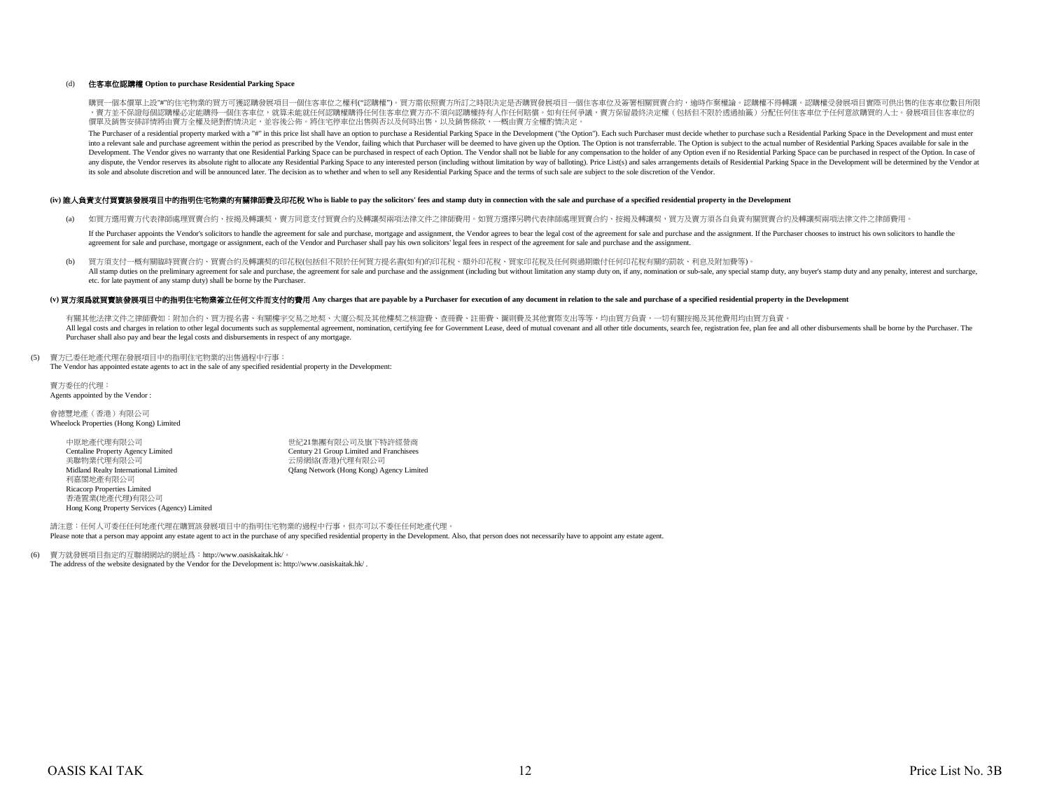(d) **住客車位認購權 Option to purchase Residential Parking Space**

購買一個本價單上設"#"的住宅物業的買方可獲認購發展項目中一個住客車位之權利("認購權")。買方需依照賣方所訂之時限決定是否購買發展項目一個住客車位及簽署相關買賣合約，逾時作棄權論。認購權不得轉讓。認購權受發展項目實際可供出售的住客車位數目所限，賣方並不保證每個認購權必定能購得一個住客車位，就算未能就任何認購權購得任何住客車位賣方亦不須向認購權持有人作任何賠償。如有任何爭議，賣方保留最終決定權（包括但不限於透過抽籤）分配任何住客車位予任何意欲購買的人士。發展項目住客車位的價單及銷售安排詳情將由賣方全權及絕對酌情決定，並容後公佈。將住宅停車位出售與否以及何時出售，以及銷售條款，一概由賣方全權酌情決定。

The Purchaser of a residential property marked with a "#" in this price list shall have an option to purchase a Residential Parking Space in the Development ("the Option"). Each such Purchaser must decide whether to purchase such a Residential Parking Space in the Development and must enter into a relevant sale and purchase agreement within the period as prescribed by the Vendor, failing which that Purchaser will be deemed to have given up the Option. The Option is not transferrable. The Option is subject to the actual number of Residential Parking Spaces available for sale in the Development. The Vendor gives no warranty that one Residential Parking Space can be purchased in respect of each Option. The Vendor shall not be liable for any compensation to the holder of any Option even if no Residential Parking Space can be purchased in respect of the Option. In case of any dispute, the Vendor reserves its absolute right to allocate any Residential Parking Space to any interested person (including without limitation by way of balloting). Price List(s) and sales arrangements details of Residential Parking Space in the Development will be determined by the Vendor at its sole and absolute discretion and will be announced later. The decision as to whether and when to sell any Residential Parking Space and the terms of such sale are subject to the sole discretion of the Vendor.

**(iv) 誰人負責支付買賣該發展項目中的指明住宅物業的有關律師費及印花稅 Who is liable to pay the solicitors' fees and stamp duty in connection with the sale and purchase of a specified residential property in the Development**

(a) 如買方選用賣方代表律師處理買賣合約、按揭及轉讓契，賣方同意支付買賣合約及轉讓契兩項法律文件之律師費用。如買方選擇另聘代表律師處理買賣合約、按揭及轉讓契，買方及賣方須各自負責有關買賣合約及轉讓契兩項法律文件之律師費用。

If the Purchaser appoints the Vendor's solicitors to handle the agreement for sale and purchase, mortgage and assignment, the Vendor agrees to bear the legal cost of the agreement for sale and purchase and the assignment. If the Purchaser chooses to instruct his own solicitors to handle the agreement for sale and purchase, mortgage or assignment, each of the Vendor and Purchaser shall pay his own solicitors' legal fees in respect of the agreement for sale and purchase and the assignment.

(b) 買方須支付一概有關臨時買賣合約、買賣合約及轉讓契的印花稅(包括但不限於任何買方提名書(如有)的印花稅、額外印花稅、買家印花稅及任何與過期繳付任何印花稅有關的罰款、利息及附加費等)。
All stamp duties on the preliminary agreement for sale and purchase, the agreement for sale and purchase and the assignment (including but without limitation any stamp duty on, if any, nomination or sub-sale, any special stamp duty, any buyer's stamp duty and any penalty, interest and surcharge, etc. for late payment of any stamp duty) shall be borne by the Purchaser.

**(v) 買方須爲就買賣該發展項目中的指明住宅物業簽立任何文件而支付的費用 Any charges that are payable by a Purchaser for execution of any document in relation to the sale and purchase of a specified residential property in the Development**

有關其他法律文件之律師費如：附加合約、買方提名書、有關樓宇交易之地契、大廈公契及其他樓契之核證費、查冊費、註冊費、圖則費及其他實際支出等等，均由買方負責，一切有關按揭及其他費用均由買方負責。
All legal costs and charges in relation to other legal documents such as supplemental agreement, nomination, certifying fee for Government Lease, deed of mutual covenant and all other title documents, search fee, registration fee, plan fee and all other disbursements shall be borne by the Purchaser. The Purchaser shall also pay and bear the legal costs and disbursements in respect of any mortgage.

(5) 賣方已委任地產代理在發展項目中的指明住宅物業的出售過程中行事：
The Vendor has appointed estate agents to act in the sale of any specified residential property in the Development:

賣方委任的代理：
Agents appointed by the Vendor :

會德豐地產（香港）有限公司
Wheelock Properties (Hong Kong) Limited

中原地產代理有限公司
Centaline Property Agency Limited
美聯物業代理有限公司
Midland Realty International Limited
利嘉閣地產有限公司
Ricacorp Properties Limited
香港置業(地產代理)有限公司
Hong Kong Property Services (Agency) Limited
世紀21集團有限公司及旗下特許經營商
Century 21 Group Limited and Franchisees
云房網絡(香港)代理有限公司
Qfang Network (Hong Kong) Agency Limited

請注意：任何人可委任任何地產代理在購買該發展項目中的指明住宅物業的過程中行事，但亦可以不委任任何地產代理。
Please note that a person may appoint any estate agent to act in the purchase of any specified residential property in the Development. Also, that person does not necessarily have to appoint any estate agent.

(6) 賣方就發展項目指定的互聯網網站的網址爲：http://www.oasiskaitak.hk/。
The address of the website designated by the Vendor for the Development is: http://www.oasiskaitak.hk/ .